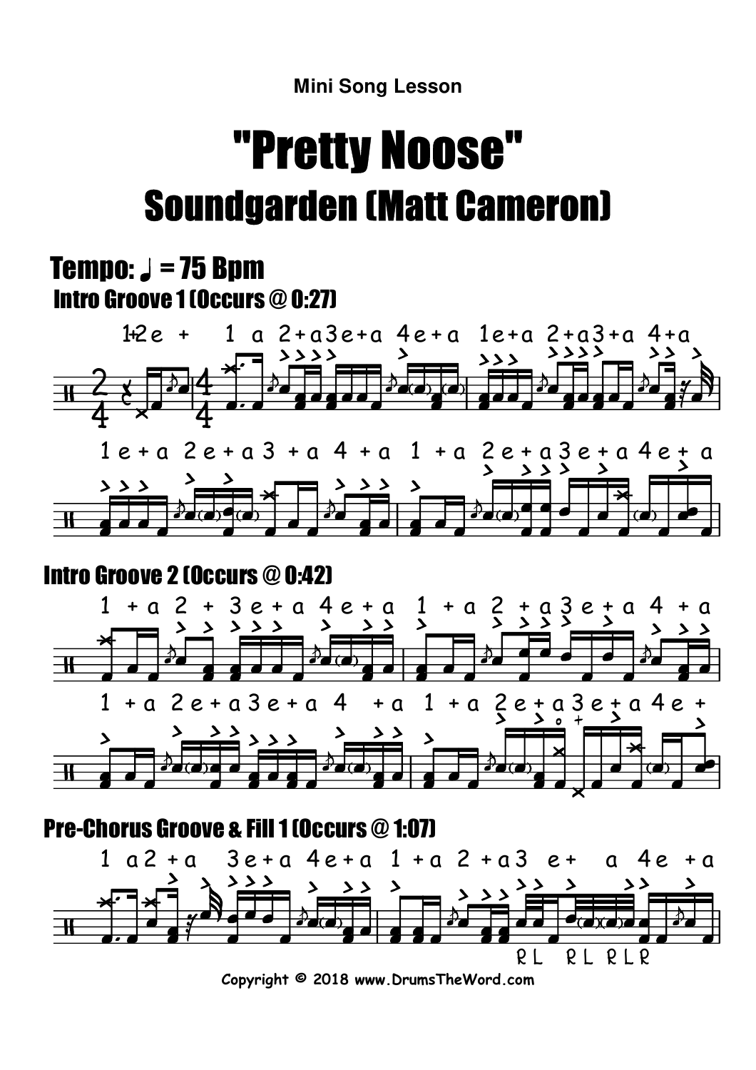Mini Song Lesson

# "Pretty Noose"

## Soundgarden (Matt Cameron)

### Tempo: ♩ = 75 Bpm

### Intro Groove 1 (Occurs @ 0:27)

### Intro Groove 2 (Occurs @ 0:42)

### Pre-Chorus Groove & Fill 1 (Occurs @ 1:07)

Copyright © 2018 www.DrumsTheWord.com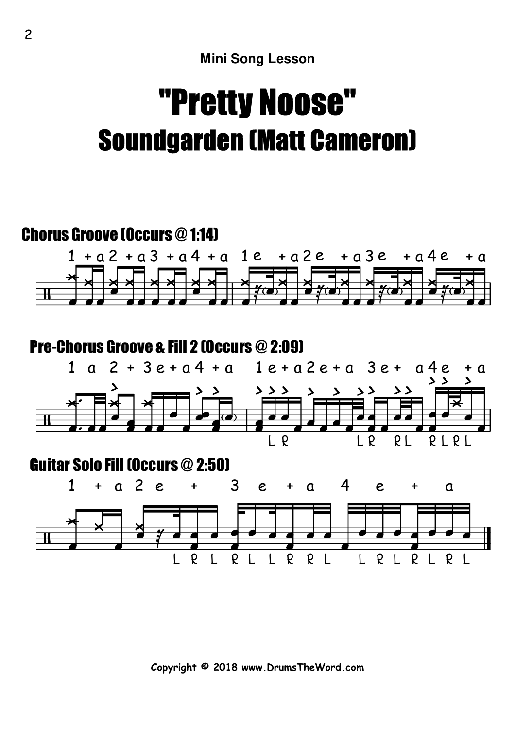Mini Song Lesson

# "Pretty Noose"

## Soundgarden (Matt Cameron)

### Chorus Groove (Occurs @ 1:14)

1 + a 2 + a 3 + a 4 + a 1 e + a 2 e + a 3 e + a 4 e + a

### Pre-Chorus Groove & Fill 2 (Occurs @ 2:09)

1 a 2 + 3 e + a 4 + a 1 e + a 2 e + a 3 e + a 4 e + a

L R L R R L R L R L

### Guitar Solo Fill (Occurs @ 2:50)

1 + a 2 e + 3 e + a 4 e + a

L R L R L L R R L L R L R L R L

Copyright © 2018 www.DrumsTheWord.com